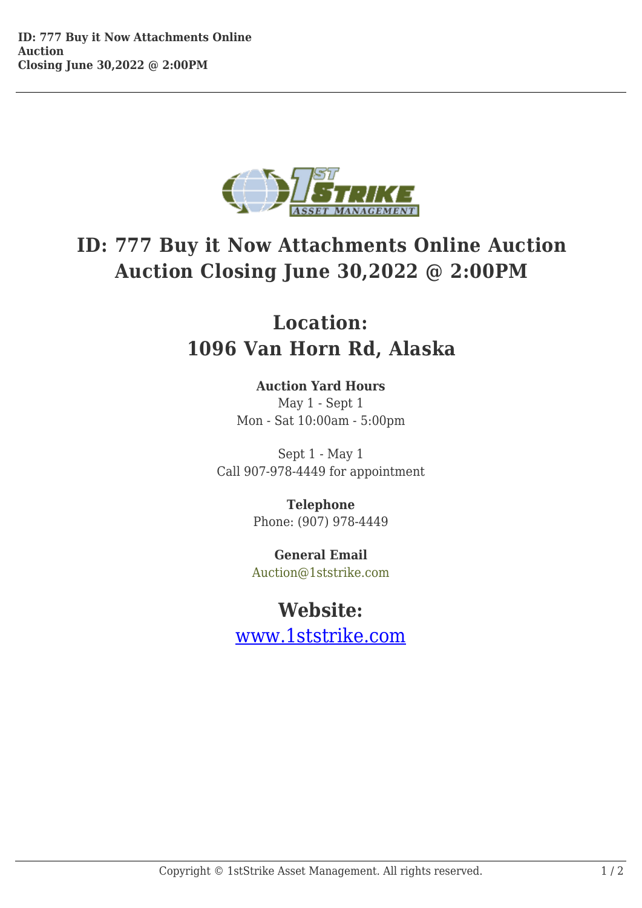# ID: 777 Buy it Now Attachments Online Auction Auction Closing June 30,2022 @ 2:00PM

## Location:
## 1096 Van Horn Rd, Alaska

**Auction Yard Hours**
May 1 - Sept 1
Mon - Sat 10:00am - 5:00pm

Sept 1 - May 1
Call 907-978-4449 for appointment

**Telephone**
Phone: (907) 978-4449

**General Email**
Auction@1ststrike.com

## Website:
[www.1ststrike.com](http://www.1ststrike.com)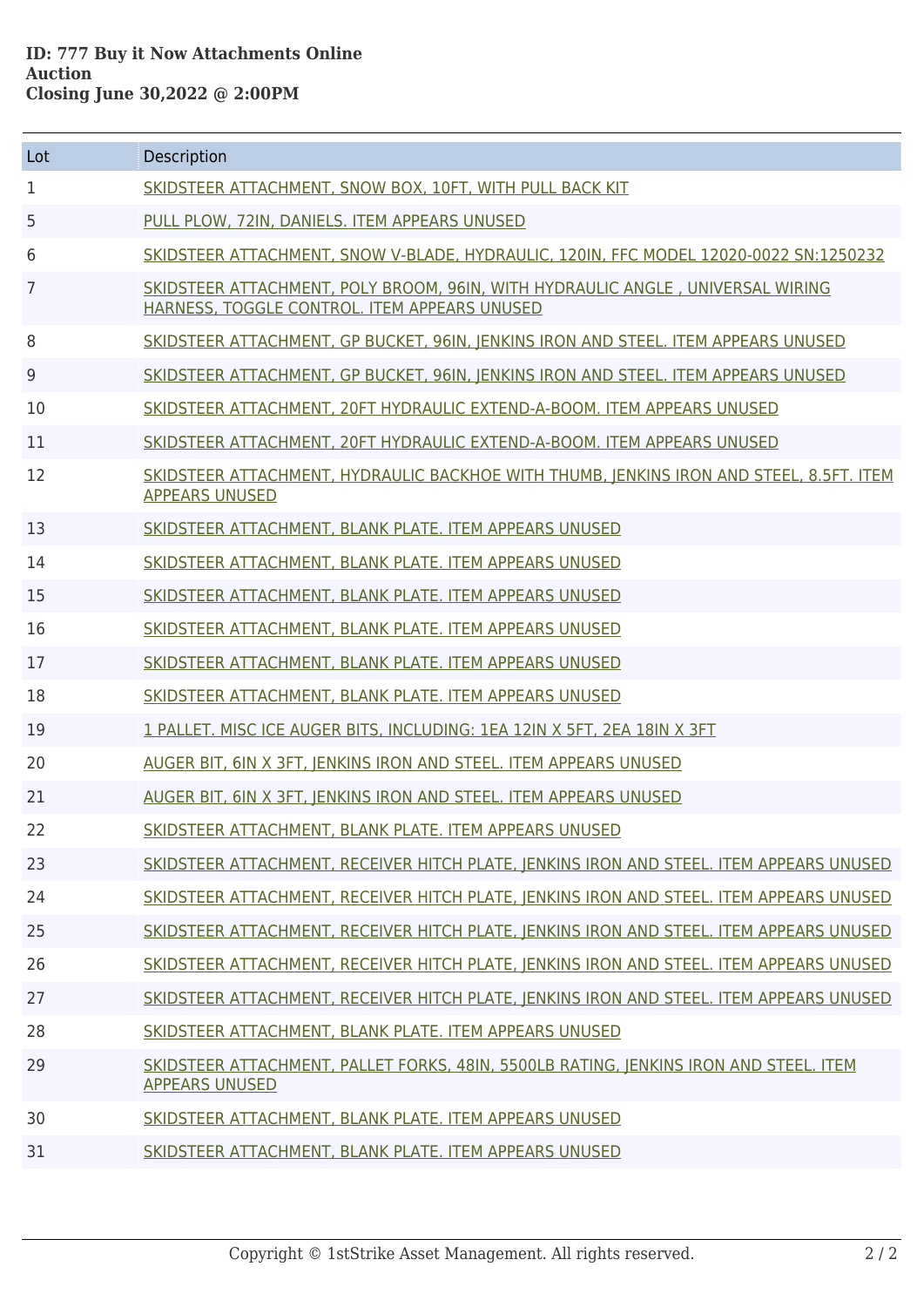**ID: 777 Buy it Now Attachments Online Auction**
**Closing June 30,2022 @ 2:00PM**

| Lot | Description |
|---|---|
| 1 | SKIDSTEER ATTACHMENT, SNOW BOX, 10FT, WITH PULL BACK KIT |
| 5 | PULL PLOW, 72IN, DANIELS. ITEM APPEARS UNUSED |
| 6 | SKIDSTEER ATTACHMENT, SNOW V-BLADE, HYDRAULIC, 120IN, FFC MODEL 12020-0022 SN:1250232 |
| 7 | SKIDSTEER ATTACHMENT, POLY BROOM, 96IN, WITH HYDRAULIC ANGLE , UNIVERSAL WIRING HARNESS, TOGGLE CONTROL. ITEM APPEARS UNUSED |
| 8 | SKIDSTEER ATTACHMENT, GP BUCKET, 96IN, JENKINS IRON AND STEEL. ITEM APPEARS UNUSED |
| 9 | SKIDSTEER ATTACHMENT, GP BUCKET, 96IN, JENKINS IRON AND STEEL. ITEM APPEARS UNUSED |
| 10 | SKIDSTEER ATTACHMENT, 20FT HYDRAULIC EXTEND-A-BOOM. ITEM APPEARS UNUSED |
| 11 | SKIDSTEER ATTACHMENT, 20FT HYDRAULIC EXTEND-A-BOOM. ITEM APPEARS UNUSED |
| 12 | SKIDSTEER ATTACHMENT, HYDRAULIC BACKHOE WITH THUMB, JENKINS IRON AND STEEL, 8.5FT. ITEM APPEARS UNUSED |
| 13 | SKIDSTEER ATTACHMENT, BLANK PLATE. ITEM APPEARS UNUSED |
| 14 | SKIDSTEER ATTACHMENT, BLANK PLATE. ITEM APPEARS UNUSED |
| 15 | SKIDSTEER ATTACHMENT, BLANK PLATE. ITEM APPEARS UNUSED |
| 16 | SKIDSTEER ATTACHMENT, BLANK PLATE. ITEM APPEARS UNUSED |
| 17 | SKIDSTEER ATTACHMENT, BLANK PLATE. ITEM APPEARS UNUSED |
| 18 | SKIDSTEER ATTACHMENT, BLANK PLATE. ITEM APPEARS UNUSED |
| 19 | 1 PALLET. MISC ICE AUGER BITS, INCLUDING: 1EA 12IN X 5FT, 2EA 18IN X 3FT |
| 20 | AUGER BIT, 6IN X 3FT, JENKINS IRON AND STEEL. ITEM APPEARS UNUSED |
| 21 | AUGER BIT, 6IN X 3FT, JENKINS IRON AND STEEL. ITEM APPEARS UNUSED |
| 22 | SKIDSTEER ATTACHMENT, BLANK PLATE. ITEM APPEARS UNUSED |
| 23 | SKIDSTEER ATTACHMENT, RECEIVER HITCH PLATE, JENKINS IRON AND STEEL. ITEM APPEARS UNUSED |
| 24 | SKIDSTEER ATTACHMENT, RECEIVER HITCH PLATE, JENKINS IRON AND STEEL. ITEM APPEARS UNUSED |
| 25 | SKIDSTEER ATTACHMENT, RECEIVER HITCH PLATE, JENKINS IRON AND STEEL. ITEM APPEARS UNUSED |
| 26 | SKIDSTEER ATTACHMENT, RECEIVER HITCH PLATE, JENKINS IRON AND STEEL. ITEM APPEARS UNUSED |
| 27 | SKIDSTEER ATTACHMENT, RECEIVER HITCH PLATE, JENKINS IRON AND STEEL. ITEM APPEARS UNUSED |
| 28 | SKIDSTEER ATTACHMENT, BLANK PLATE. ITEM APPEARS UNUSED |
| 29 | SKIDSTEER ATTACHMENT, PALLET FORKS, 48IN, 5500LB RATING, JENKINS IRON AND STEEL. ITEM APPEARS UNUSED |
| 30 | SKIDSTEER ATTACHMENT, BLANK PLATE. ITEM APPEARS UNUSED |
| 31 | SKIDSTEER ATTACHMENT, BLANK PLATE. ITEM APPEARS UNUSED |

Copyright © 1stStrike Asset Management. All rights reserved.